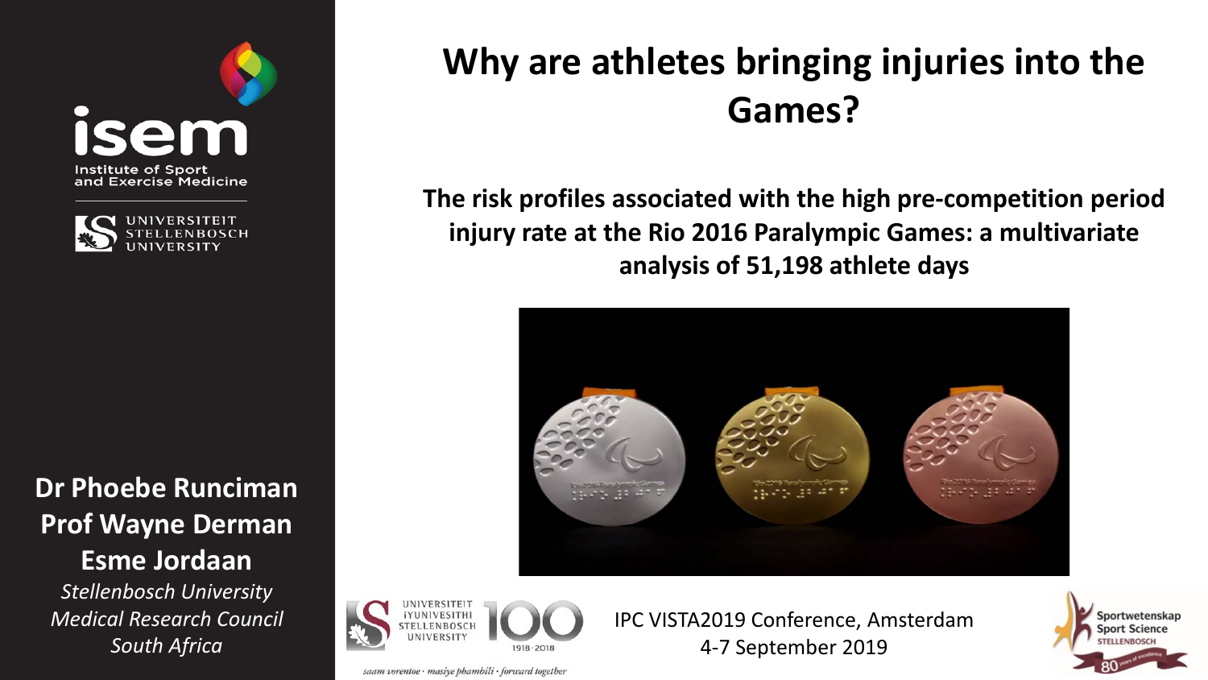# Why are athletes bringing injuries into the Games?

## The risk profiles associated with the high pre-competition period injury rate at the Rio 2016 Paralympic Games: a multivariate analysis of 51,198 athlete days

isem
Institute of Sport and Exercise Medicine

UNIVERSITEIT STELLENBOSCH UNIVERSITY

**Dr Phoebe Runciman**
**Prof Wayne Derman**
**Esme Jordaan**

*Stellenbosch University*
*Medical Research Council*
*South Africa*

UNIVERSITEIT iYUNIVESITHI STELLENBOSCH UNIVERSITY 100 1918·2018

*saam vorentoe · masiye phambili · forward together*

IPC VISTA2019 Conference, Amsterdam
4-7 September 2019

Sportwetenskap Sport Science STELLENBOSCH 80 years of excellence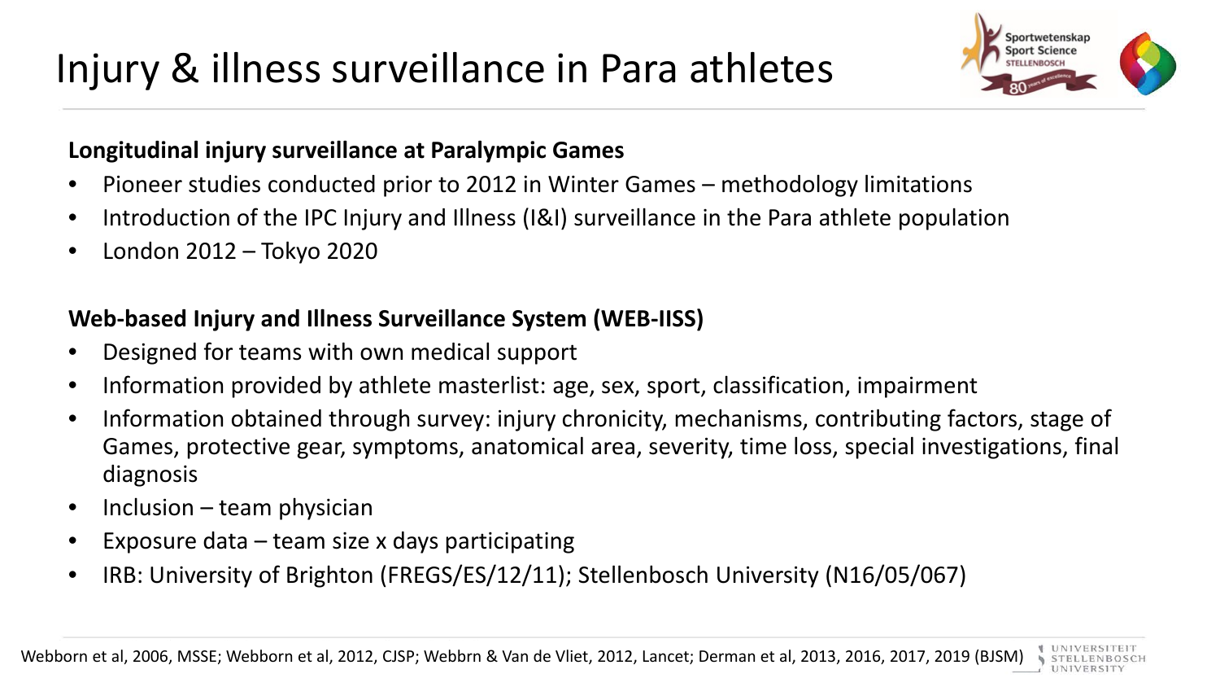# Injury & illness surveillance in Para athletes

**Longitudinal injury surveillance at Paralympic Games**

- Pioneer studies conducted prior to 2012 in Winter Games – methodology limitations
- Introduction of the IPC Injury and Illness (I&I) surveillance in the Para athlete population
- London 2012 – Tokyo 2020

**Web-based Injury and Illness Surveillance System (WEB-IISS)**

- Designed for teams with own medical support
- Information provided by athlete masterlist: age, sex, sport, classification, impairment
- Information obtained through survey: injury chronicity, mechanisms, contributing factors, stage of Games, protective gear, symptoms, anatomical area, severity, time loss, special investigations, final diagnosis
- Inclusion – team physician
- Exposure data – team size x days participating
- IRB: University of Brighton (FREGS/ES/12/11); Stellenbosch University (N16/05/067)

Webborn et al, 2006, MSSE; Webborn et al, 2012, CJSP; Webbrn & Van de Vliet, 2012, Lancet; Derman et al, 2013, 2016, 2017, 2019 (BJSM)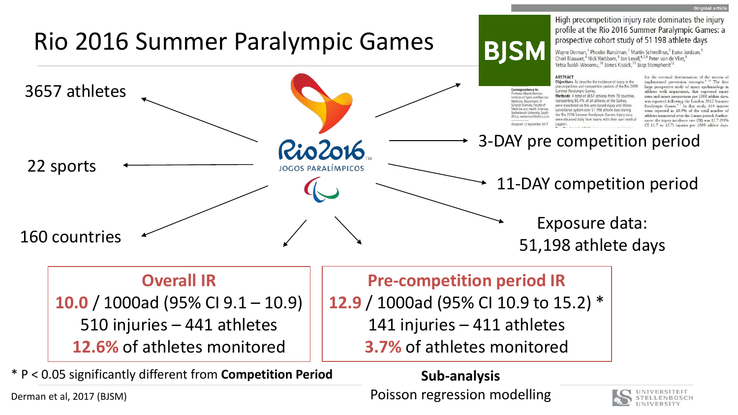# Rio 2016 Summer Paralympic Games

- 3657 athletes
- 22 sports
- 160 countries
- 3-DAY pre competition period
- 11-DAY competition period
- Exposure data: 51,198 athlete days

**BJSM** — Original article

High precompetition injury rate dominates the injury profile at the Rio 2016 Summer Paralympic Games: a prospective cohort study of 51 198 athlete days

Wayne Derman,[1] Phoebe Runciman,[1] Martin Schwellnus,[2] Esme Jordaan,[3] Cheri Blauwet,[4] Nick Webborn,[5] Jan Lexell,[6,7,8] Peter van de Vliet,[9] Yetsa Tuakli-Wosornu,[10] James Kissick,[11] Jaap Stomphorst[12]

| Overall IR | Pre-competition period IR |
|---|---|
| **10.0** / 1000ad (95% CI 9.1 – 10.9) | **12.9** / 1000ad (95% CI 10.9 to 15.2) * |
| 510 injuries – 441 athletes | 141 injuries – 411 athletes |
| **12.6%** of athletes monitored | **3.7%** of athletes monitored |

* P < 0.05 significantly different from **Competition Period**

**Sub-analysis**
Poisson regression modelling

Derman et al, 2017 (BJSM)

UNIVERSITEIT STELLENBOSCH UNIVERSITY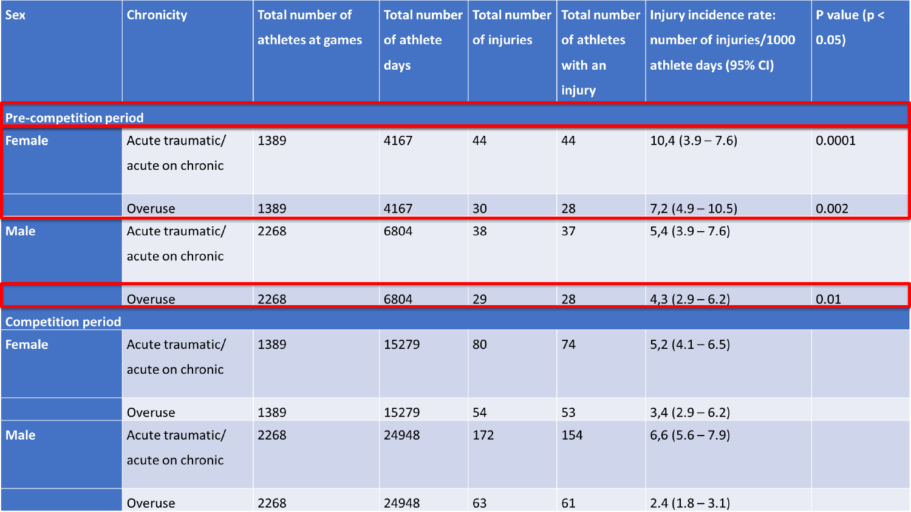| Sex | Chronicity | Total number of athletes at games | Total number of athlete days | Total number of injuries | Total number of athletes with an injury | Injury incidence rate: number of injuries/1000 athlete days (95% CI) | P value ($p < 0.05$) |
|---|---|---|---|---|---|---|---|
| **Pre-competition period** | | | | | | | |
| Female | Acute traumatic/ acute on chronic | 1389 | 4167 | 44 | 44 | 10,4 (3.9 – 7.6) | 0.0001 |
| | Overuse | 1389 | 4167 | 30 | 28 | 7,2 (4.9 – 10.5) | 0.002 |
| Male | Acute traumatic/ acute on chronic | 2268 | 6804 | 38 | 37 | 5,4 (3.9 – 7.6) | |
| | Overuse | 2268 | 6804 | 29 | 28 | 4,3 (2.9 – 6.2) | 0.01 |
| **Competition period** | | | | | | | |
| Female | Acute traumatic/ acute on chronic | 1389 | 15279 | 80 | 74 | 5,2 (4.1 – 6.5) | |
| | Overuse | 1389 | 15279 | 54 | 53 | 3,4 (2.9 – 6.2) | |
| Male | Acute traumatic/ acute on chronic | 2268 | 24948 | 172 | 154 | 6,6 (5.6 – 7.9) | |
| | Overuse | 2268 | 24948 | 63 | 61 | 2.4 (1.8 – 3.1) | |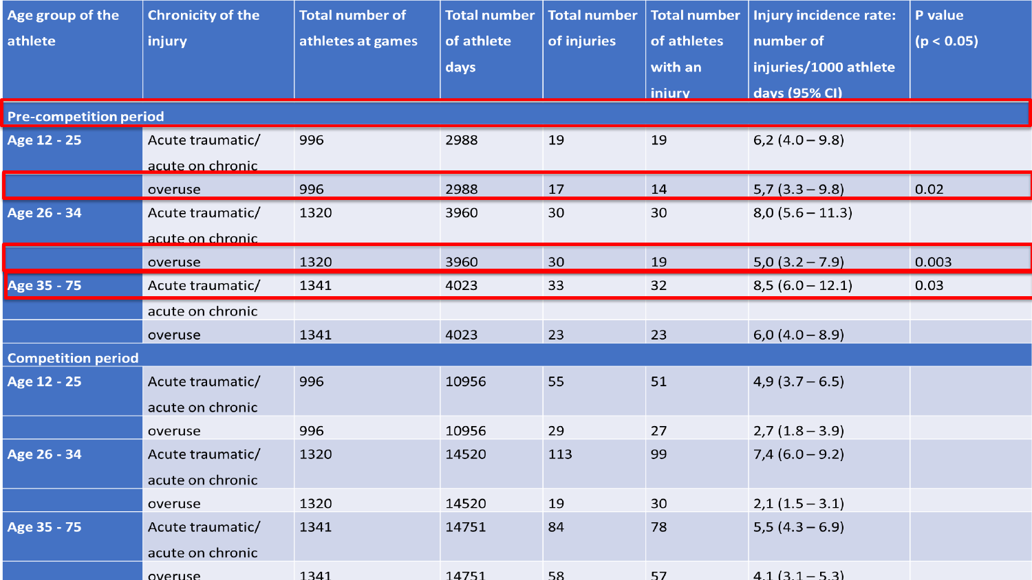| Age group of the athlete | Chronicity of the injury | Total number of athletes at games | Total number of athlete days | Total number of injuries | Total number of athletes with an injury | Injury incidence rate: number of injuries/1000 athlete days (95% CI) | P value ($p < 0.05$) |
|---|---|---|---|---|---|---|---|
| **Pre-competition period** | | | | | | | |
| Age 12 - 25 | Acute traumatic/ acute on chronic | 996 | 2988 | 19 | 19 | 6,2 (4.0 – 9.8) | |
| | overuse | 996 | 2988 | 17 | 14 | 5,7 (3.3 – 9.8) | 0.02 |
| Age 26 - 34 | Acute traumatic/ acute on chronic | 1320 | 3960 | 30 | 30 | 8,0 (5.6 – 11.3) | |
| | overuse | 1320 | 3960 | 30 | 19 | 5,0 (3.2 – 7.9) | 0.003 |
| Age 35 - 75 | Acute traumatic/ acute on chronic | 1341 | 4023 | 33 | 32 | 8,5 (6.0 – 12.1) | 0.03 |
| | overuse | 1341 | 4023 | 23 | 23 | 6,0 (4.0 – 8.9) | |
| **Competition period** | | | | | | | |
| Age 12 - 25 | Acute traumatic/ acute on chronic | 996 | 10956 | 55 | 51 | 4,9 (3.7 – 6.5) | |
| | overuse | 996 | 10956 | 29 | 27 | 2,7 (1.8 – 3.9) | |
| Age 26 - 34 | Acute traumatic/ acute on chronic | 1320 | 14520 | 113 | 99 | 7,4 (6.0 – 9.2) | |
| | overuse | 1320 | 14520 | 19 | 30 | 2,1 (1.5 – 3.1) | |
| Age 35 - 75 | Acute traumatic/ acute on chronic | 1341 | 14751 | 84 | 78 | 5,5 (4.3 – 6.9) | |
| | overuse | 1341 | 14751 | 58 | 57 | 4,1 (3.1 – 5.3) | |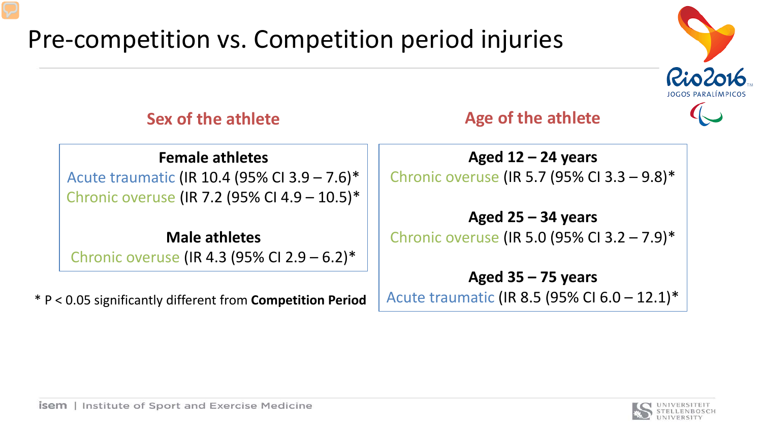# Pre-competition vs. Competition period injuries

## Sex of the athlete

**Female athletes**

Acute traumatic (IR 10.4 (95% CI 3.9 – 7.6)*

Chronic overuse (IR 7.2 (95% CI 4.9 – 10.5)*

**Male athletes**

Chronic overuse (IR 4.3 (95% CI 2.9 – 6.2)*

* P < 0.05 significantly different from **Competition Period**

## Age of the athlete

**Aged 12 – 24 years**

Chronic overuse (IR 5.7 (95% CI 3.3 – 9.8)*

**Aged 25 – 34 years**

Chronic overuse (IR 5.0 (95% CI 3.2 – 7.9)*

**Aged 35 – 75 years**

Acute traumatic (IR 8.5 (95% CI 6.0 – 12.1)*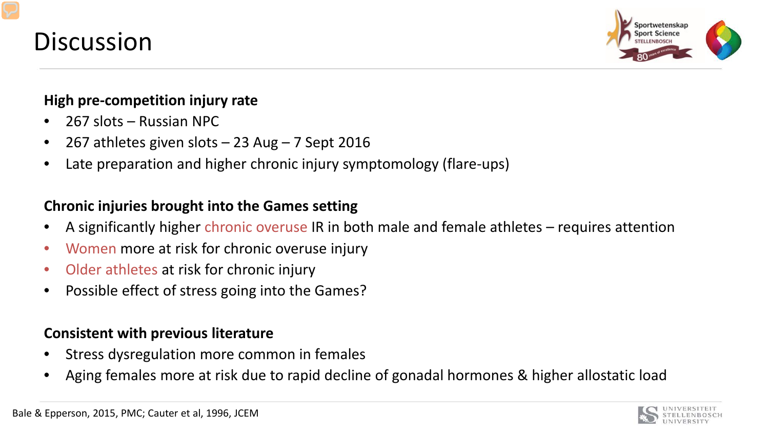# Discussion

**High pre-competition injury rate**

- 267 slots – Russian NPC
- 267 athletes given slots – 23 Aug – 7 Sept 2016
- Late preparation and higher chronic injury symptomology (flare-ups)

**Chronic injuries brought into the Games setting**

- A significantly higher chronic overuse IR in both male and female athletes – requires attention
- Women more at risk for chronic overuse injury
- Older athletes at risk for chronic injury
- Possible effect of stress going into the Games?

**Consistent with previous literature**

- Stress dysregulation more common in females
- Aging females more at risk due to rapid decline of gonadal hormones & higher allostatic load

Bale & Epperson, 2015, PMC; Cauter et al, 1996, JCEM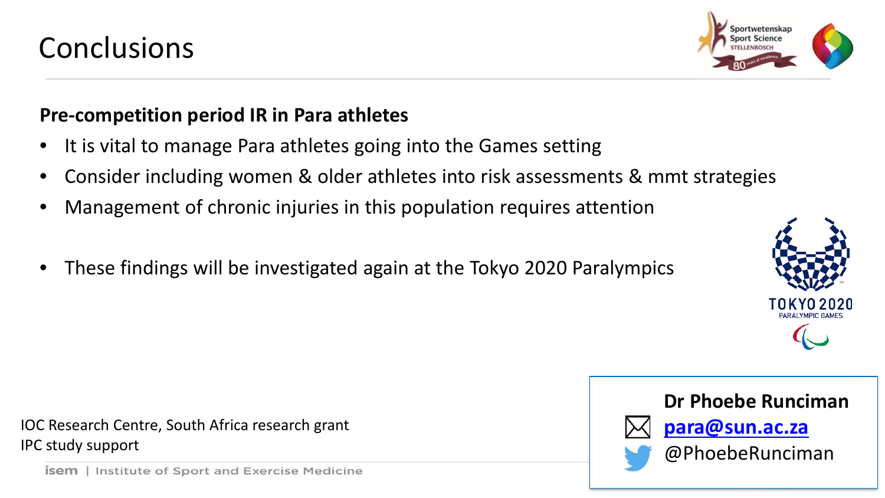# Conclusions

**Pre-competition period IR in Para athletes**

- It is vital to manage Para athletes going into the Games setting
- Consider including women & older athletes into risk assessments & mmt strategies
- Management of chronic injuries in this population requires attention
- These findings will be investigated again at the Tokyo 2020 Paralympics

IOC Research Centre, South Africa research grant
IPC study support

**Dr Phoebe Runciman**
[para@sun.ac.za](mailto:para@sun.ac.za)
@PhoebeRunciman